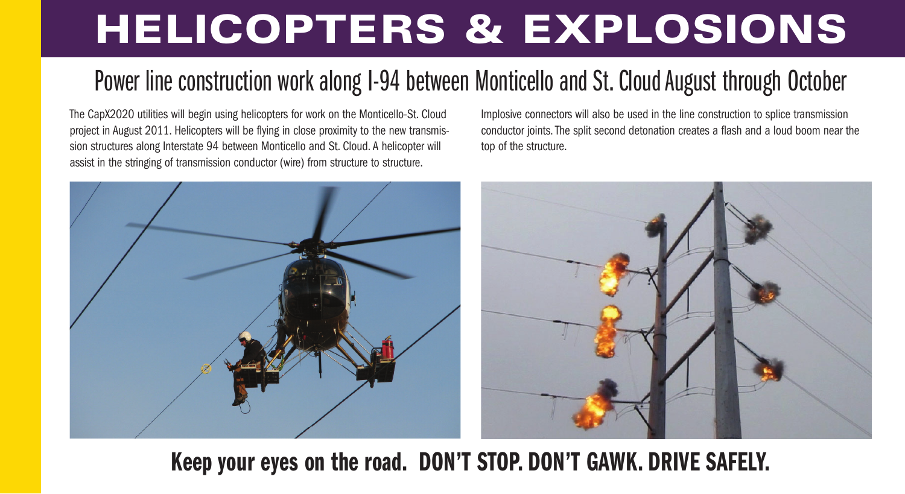# HELICOPTERS & EXPLOSIONS

## Power line construction work along I-94 between Monticello and St. Cloud August through October

The CapX2020 utilities will begin using helicopters for work on the Monticello-St. Cloud project in August 2011. Helicopters will be flying in close proximity to the new transmission structures along Interstate 94 between Monticello and St. Cloud. A helicopter will assist in the stringing of transmission conductor (wire) from structure to structure.

Implosive connectors will also be used in the line construction to splice transmission conductor joints. The split second detonation creates a flash and a loud boom near the top of the structure.

**Keep your eyes on the road. DON'T STOP. DON'T GAWK. DRIVE SAFELY.**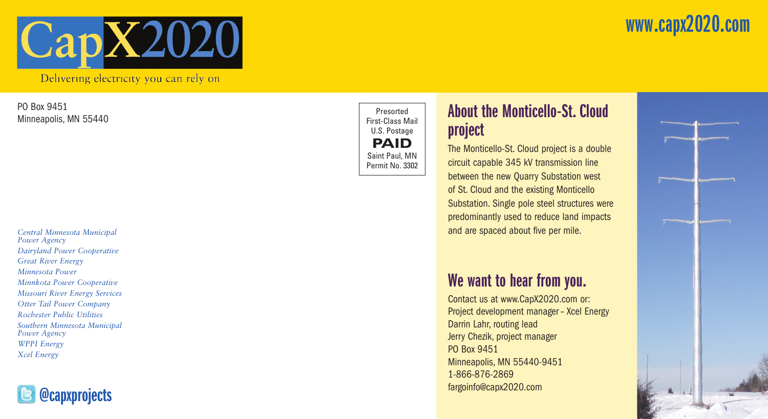CapX2020

Delivering electricity you can rely on

www.capx2020.com

PO Box 9451
Minneapolis, MN 55440

Presorted
First-Class Mail
U.S. Postage
**PAID**
Saint Paul, MN
Permit No. 3302

*Central Minnesota Municipal Power Agency*
*Dairyland Power Cooperative*
*Great River Energy*
*Minnesota Power*
*Minnkota Power Cooperative*
*Missouri River Energy Services*
*Otter Tail Power Company*
*Rochester Public Utilities*
*Southern Minnesota Municipal Power Agency*
*WPPI Energy*
*Xcel Energy*

@capxprojects

## About the Monticello-St. Cloud project

The Monticello-St. Cloud project is a double circuit capable 345 kV transmission line between the new Quarry Substation west of St. Cloud and the existing Monticello Substation. Single pole steel structures were predominantly used to reduce land impacts and are spaced about five per mile.

## We want to hear from you.

Contact us at www.CapX2020.com or:
Project development manager – Xcel Energy
Darrin Lahr, routing lead
Jerry Chezik, project manager
PO Box 9451
Minneapolis, MN 55440-9451
1-866-876-2869
fargoinfo@capx2020.com